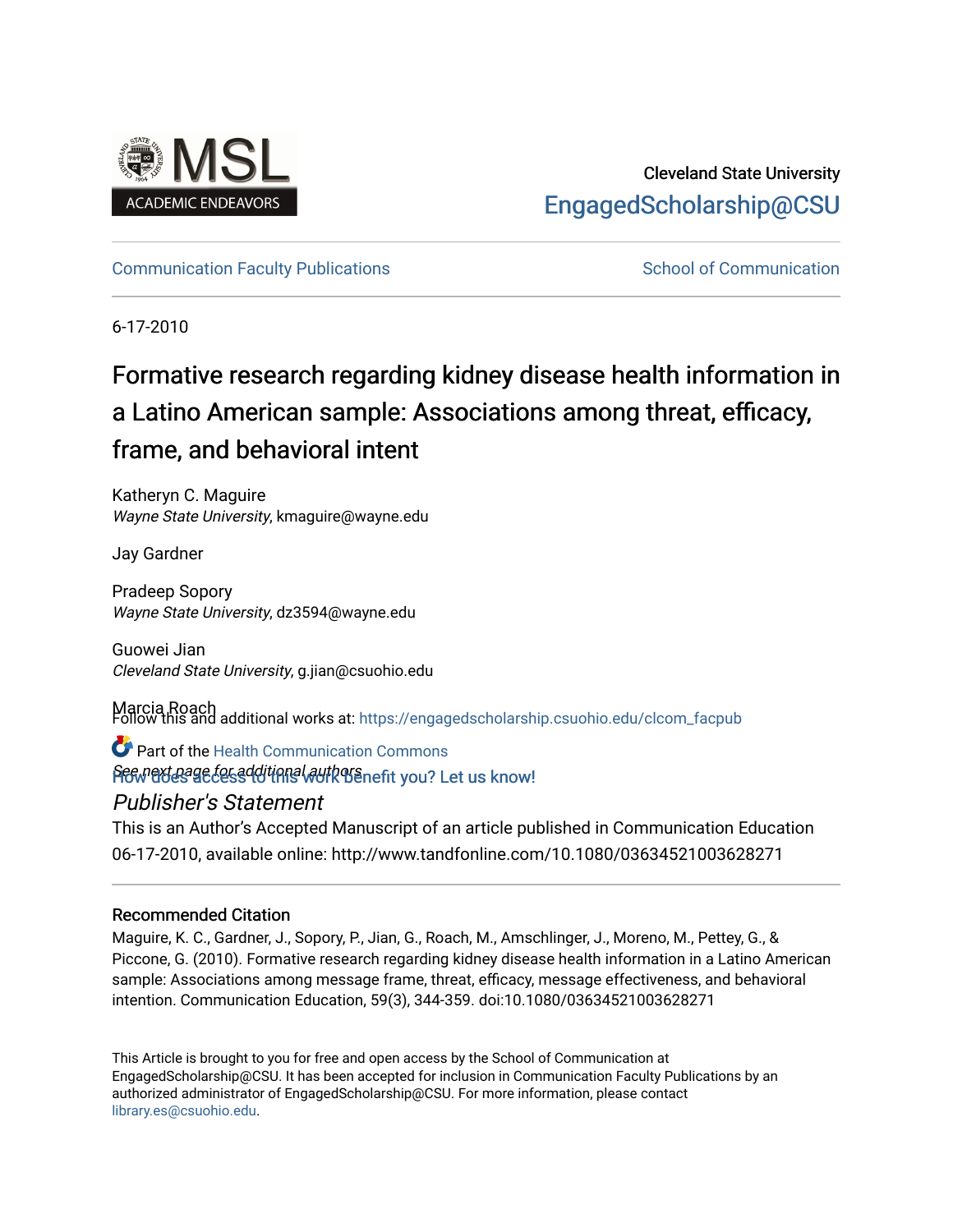Cleveland State University

EngagedScholarship@CSU

Communication Faculty Publications

School of Communication

6-17-2010

# Formative research regarding kidney disease health information in a Latino American sample: Associations among threat, efficacy, frame, and behavioral intent

Katheryn C. Maguire
*Wayne State University*, kmaguire@wayne.edu

Jay Gardner

Pradeep Sopory
*Wayne State University*, dz3594@wayne.edu

Guowei Jian
*Cleveland State University*, g.jian@csuohio.edu

Marcia Roach

Follow this and additional works at: https://engagedscholarship.csuohio.edu/clcom_facpub

Part of the Health Communication Commons

How does access to this work benefit you? Let us know!

See next page for additional authors

### *Publisher's Statement*

This is an Author's Accepted Manuscript of an article published in Communication Education 06-17-2010, available online: http://www.tandfonline.com/10.1080/03634521003628271

### Recommended Citation

Maguire, K. C., Gardner, J., Sopory, P., Jian, G., Roach, M., Amschlinger, J., Moreno, M., Pettey, G., & Piccone, G. (2010). Formative research regarding kidney disease health information in a Latino American sample: Associations among message frame, threat, efficacy, message effectiveness, and behavioral intention. Communication Education, 59(3), 344-359. doi:10.1080/03634521003628271

This Article is brought to you for free and open access by the School of Communication at EngagedScholarship@CSU. It has been accepted for inclusion in Communication Faculty Publications by an authorized administrator of EngagedScholarship@CSU. For more information, please contact library.es@csuohio.edu.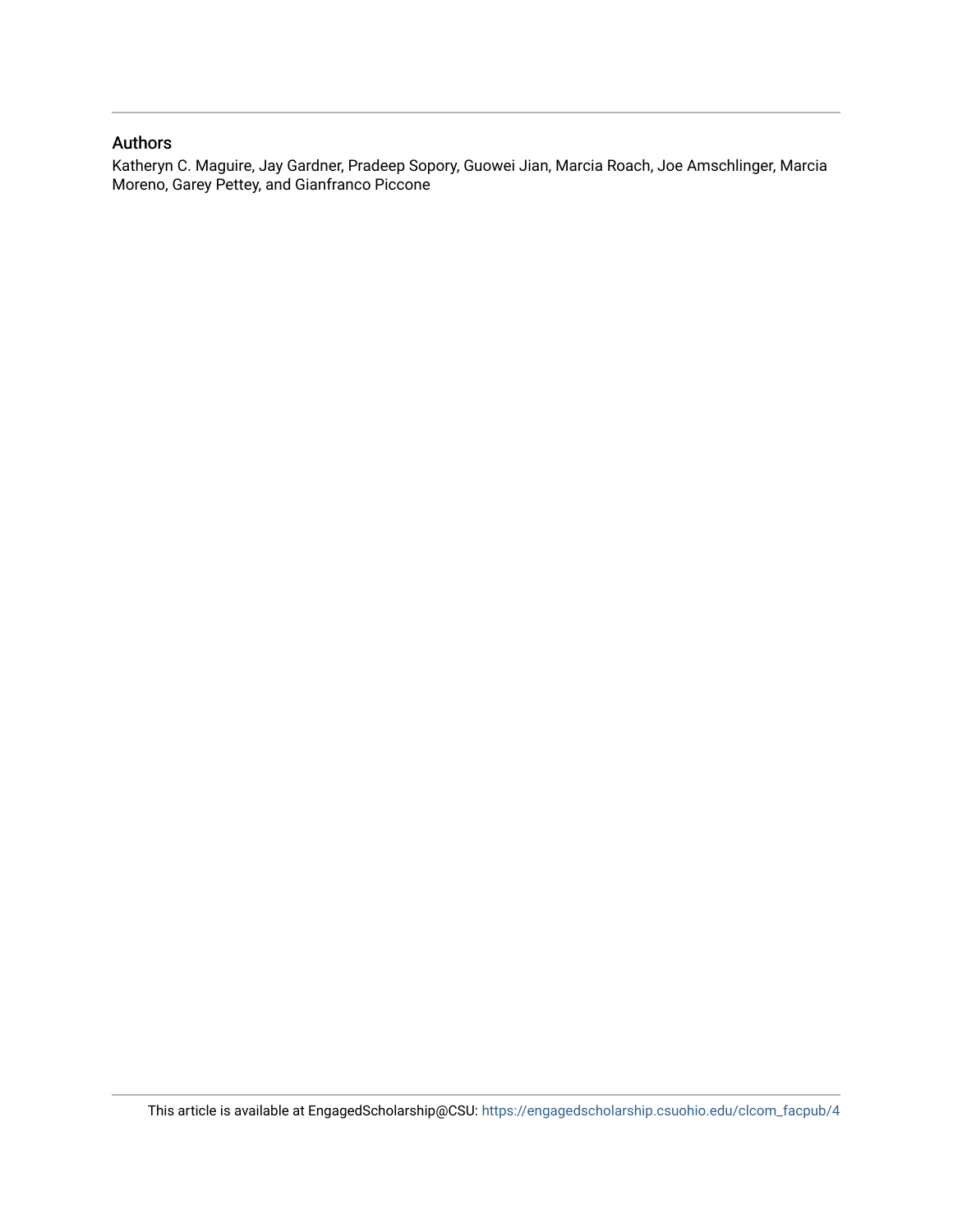### Authors

Katheryn C. Maguire, Jay Gardner, Pradeep Sopory, Guowei Jian, Marcia Roach, Joe Amschlinger, Marcia Moreno, Garey Pettey, and Gianfranco Piccone

This article is available at EngagedScholarship@CSU: https://engagedscholarship.csuohio.edu/clcom_facpub/4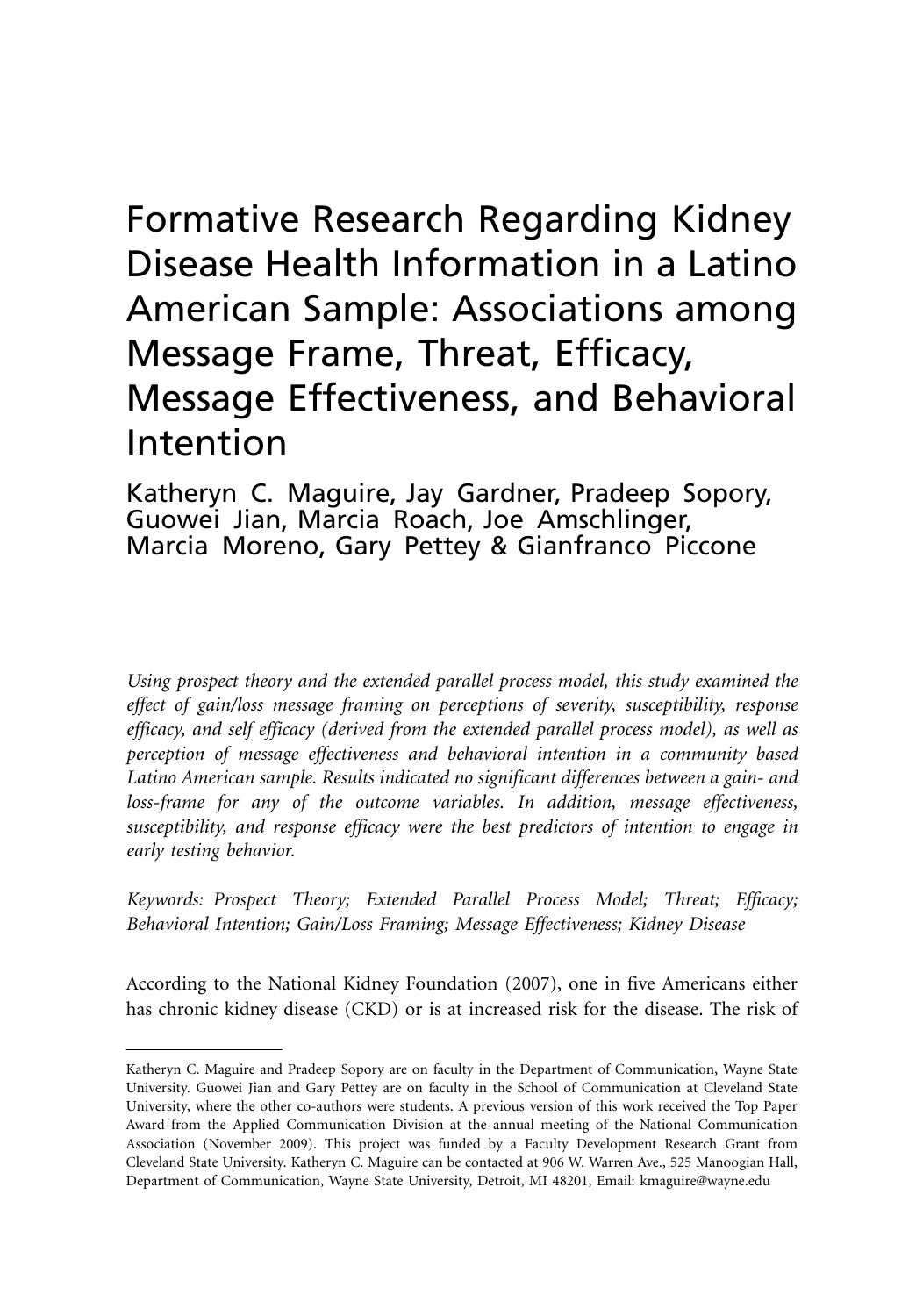# Formative Research Regarding Kidney Disease Health Information in a Latino American Sample: Associations among Message Frame, Threat, Efficacy, Message Effectiveness, and Behavioral Intention

Katheryn C. Maguire, Jay Gardner, Pradeep Sopory, Guowei Jian, Marcia Roach, Joe Amschlinger, Marcia Moreno, Gary Pettey & Gianfranco Piccone

*Using prospect theory and the extended parallel process model, this study examined the effect of gain/loss message framing on perceptions of severity, susceptibility, response efficacy, and self efficacy (derived from the extended parallel process model), as well as perception of message effectiveness and behavioral intention in a community based Latino American sample. Results indicated no significant differences between a gain- and loss-frame for any of the outcome variables. In addition, message effectiveness, susceptibility, and response efficacy were the best predictors of intention to engage in early testing behavior.*

*Keywords: Prospect Theory; Extended Parallel Process Model; Threat; Efficacy; Behavioral Intention; Gain/Loss Framing; Message Effectiveness; Kidney Disease*

According to the National Kidney Foundation (2007), one in five Americans either has chronic kidney disease (CKD) or is at increased risk for the disease. The risk of

---

Katheryn C. Maguire and Pradeep Sopory are on faculty in the Department of Communication, Wayne State University. Guowei Jian and Gary Pettey are on faculty in the School of Communication at Cleveland State University, where the other co-authors were students. A previous version of this work received the Top Paper Award from the Applied Communication Division at the annual meeting of the National Communication Association (November 2009). This project was funded by a Faculty Development Research Grant from Cleveland State University. Katheryn C. Maguire can be contacted at 906 W. Warren Ave., 525 Manoogian Hall, Department of Communication, Wayne State University, Detroit, MI 48201, Email: kmaguire@wayne.edu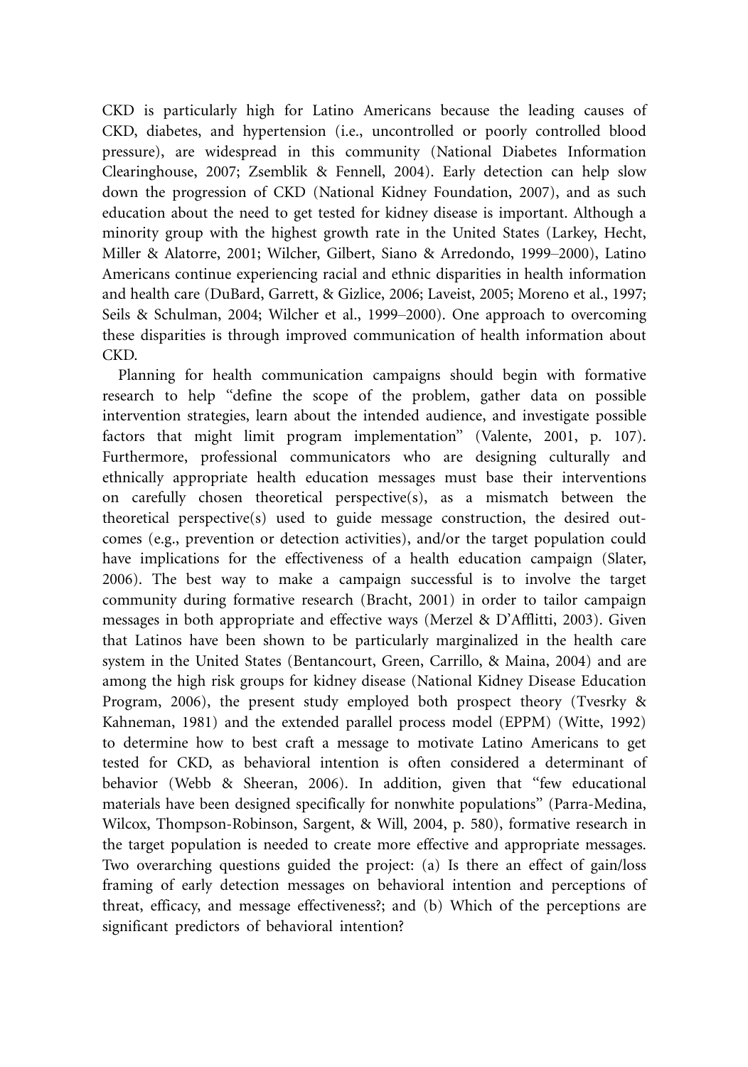CKD is particularly high for Latino Americans because the leading causes of CKD, diabetes, and hypertension (i.e., uncontrolled or poorly controlled blood pressure), are widespread in this community (National Diabetes Information Clearinghouse, 2007; Zsemblik & Fennell, 2004). Early detection can help slow down the progression of CKD (National Kidney Foundation, 2007), and as such education about the need to get tested for kidney disease is important. Although a minority group with the highest growth rate in the United States (Larkey, Hecht, Miller & Alatorre, 2001; Wilcher, Gilbert, Siano & Arredondo, 1999–2000), Latino Americans continue experiencing racial and ethnic disparities in health information and health care (DuBard, Garrett, & Gizlice, 2006; Laveist, 2005; Moreno et al., 1997; Seils & Schulman, 2004; Wilcher et al., 1999–2000). One approach to overcoming these disparities is through improved communication of health information about CKD.

Planning for health communication campaigns should begin with formative research to help "define the scope of the problem, gather data on possible intervention strategies, learn about the intended audience, and investigate possible factors that might limit program implementation" (Valente, 2001, p. 107). Furthermore, professional communicators who are designing culturally and ethnically appropriate health education messages must base their interventions on carefully chosen theoretical perspective(s), as a mismatch between the theoretical perspective(s) used to guide message construction, the desired outcomes (e.g., prevention or detection activities), and/or the target population could have implications for the effectiveness of a health education campaign (Slater, 2006). The best way to make a campaign successful is to involve the target community during formative research (Bracht, 2001) in order to tailor campaign messages in both appropriate and effective ways (Merzel & D'Afflitti, 2003). Given that Latinos have been shown to be particularly marginalized in the health care system in the United States (Bentancourt, Green, Carrillo, & Maina, 2004) and are among the high risk groups for kidney disease (National Kidney Disease Education Program, 2006), the present study employed both prospect theory (Tvesrky & Kahneman, 1981) and the extended parallel process model (EPPM) (Witte, 1992) to determine how to best craft a message to motivate Latino Americans to get tested for CKD, as behavioral intention is often considered a determinant of behavior (Webb & Sheeran, 2006). In addition, given that "few educational materials have been designed specifically for nonwhite populations" (Parra-Medina, Wilcox, Thompson-Robinson, Sargent, & Will, 2004, p. 580), formative research in the target population is needed to create more effective and appropriate messages. Two overarching questions guided the project: (a) Is there an effect of gain/loss framing of early detection messages on behavioral intention and perceptions of threat, efficacy, and message effectiveness?; and (b) Which of the perceptions are significant predictors of behavioral intention?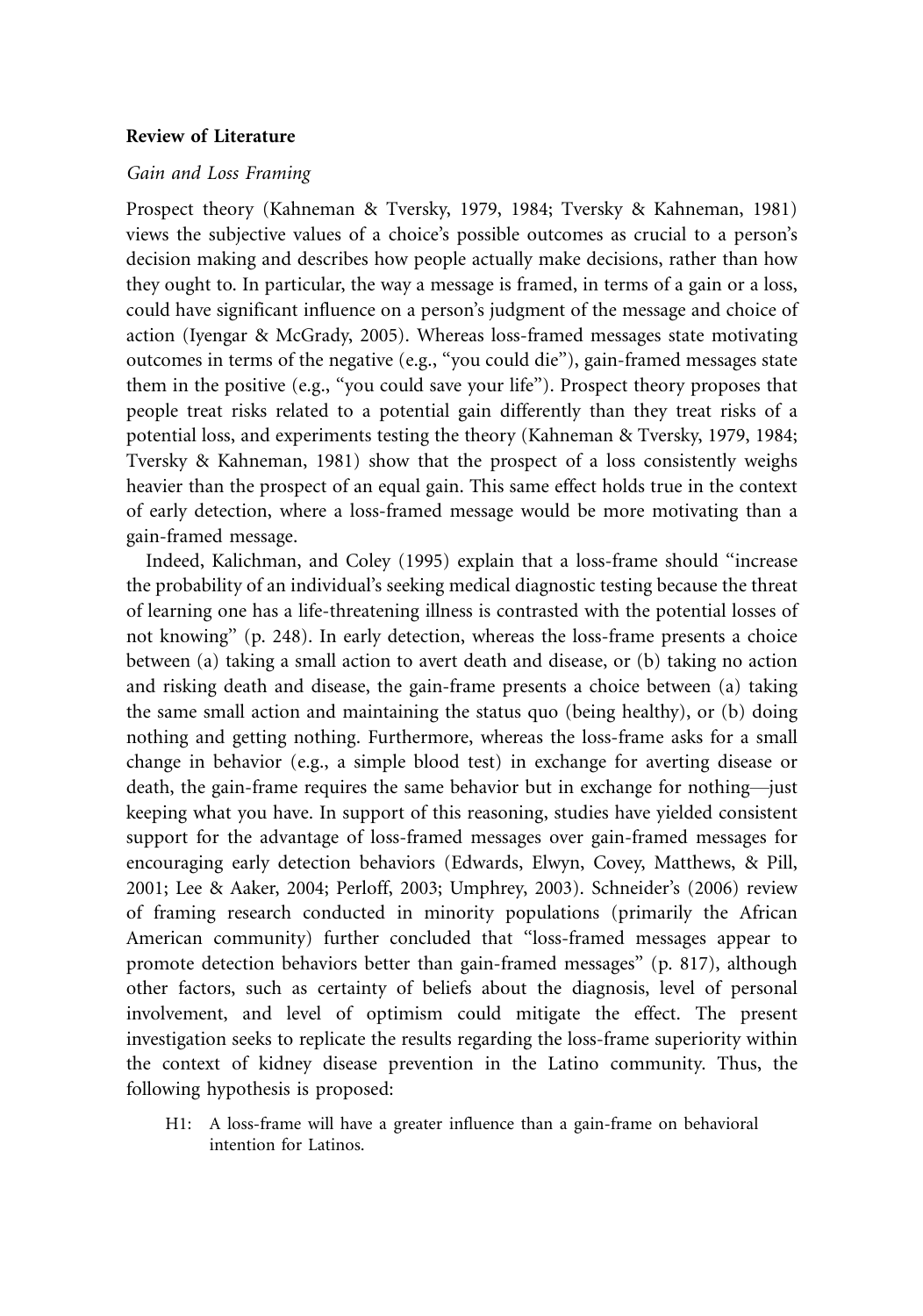## Review of Literature

### *Gain and Loss Framing*

Prospect theory (Kahneman & Tversky, 1979, 1984; Tversky & Kahneman, 1981) views the subjective values of a choice's possible outcomes as crucial to a person's decision making and describes how people actually make decisions, rather than how they ought to. In particular, the way a message is framed, in terms of a gain or a loss, could have significant influence on a person's judgment of the message and choice of action (Iyengar & McGrady, 2005). Whereas loss-framed messages state motivating outcomes in terms of the negative (e.g., "you could die"), gain-framed messages state them in the positive (e.g., "you could save your life"). Prospect theory proposes that people treat risks related to a potential gain differently than they treat risks of a potential loss, and experiments testing the theory (Kahneman & Tversky, 1979, 1984; Tversky & Kahneman, 1981) show that the prospect of a loss consistently weighs heavier than the prospect of an equal gain. This same effect holds true in the context of early detection, where a loss-framed message would be more motivating than a gain-framed message.

Indeed, Kalichman, and Coley (1995) explain that a loss-frame should "increase the probability of an individual's seeking medical diagnostic testing because the threat of learning one has a life-threatening illness is contrasted with the potential losses of not knowing" (p. 248). In early detection, whereas the loss-frame presents a choice between (a) taking a small action to avert death and disease, or (b) taking no action and risking death and disease, the gain-frame presents a choice between (a) taking the same small action and maintaining the status quo (being healthy), or (b) doing nothing and getting nothing. Furthermore, whereas the loss-frame asks for a small change in behavior (e.g., a simple blood test) in exchange for averting disease or death, the gain-frame requires the same behavior but in exchange for nothing—just keeping what you have. In support of this reasoning, studies have yielded consistent support for the advantage of loss-framed messages over gain-framed messages for encouraging early detection behaviors (Edwards, Elwyn, Covey, Matthews, & Pill, 2001; Lee & Aaker, 2004; Perloff, 2003; Umphrey, 2003). Schneider's (2006) review of framing research conducted in minority populations (primarily the African American community) further concluded that "loss-framed messages appear to promote detection behaviors better than gain-framed messages" (p. 817), although other factors, such as certainty of beliefs about the diagnosis, level of personal involvement, and level of optimism could mitigate the effect. The present investigation seeks to replicate the results regarding the loss-frame superiority within the context of kidney disease prevention in the Latino community. Thus, the following hypothesis is proposed:

H1: A loss-frame will have a greater influence than a gain-frame on behavioral intention for Latinos.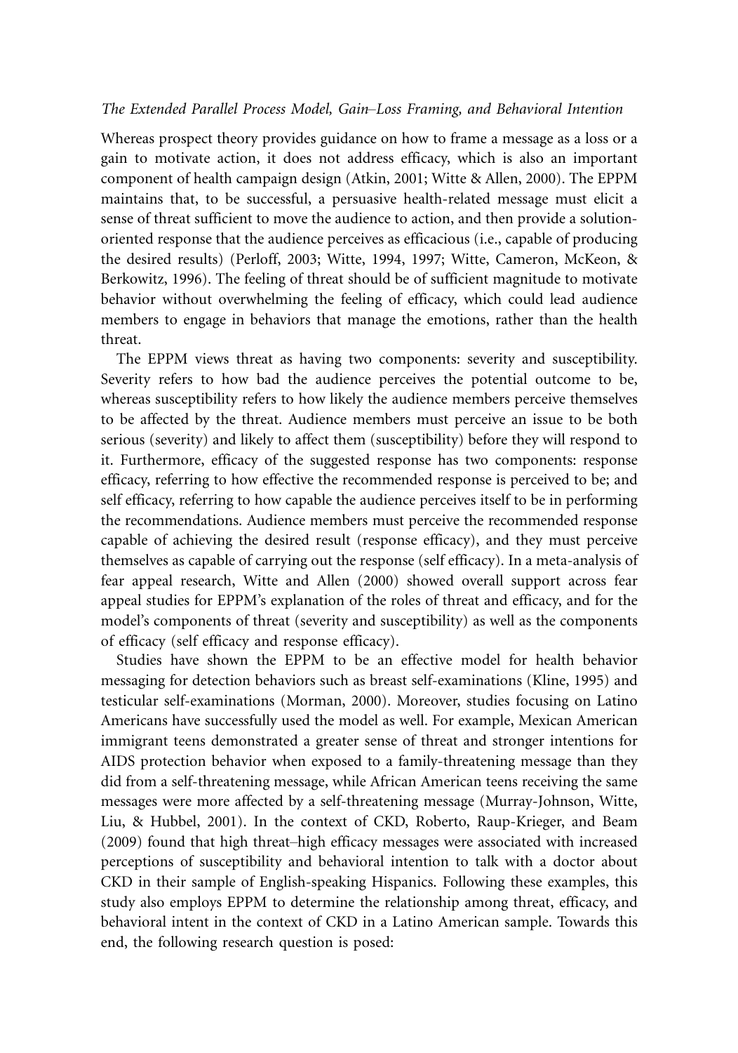### *The Extended Parallel Process Model, Gain–Loss Framing, and Behavioral Intention*

Whereas prospect theory provides guidance on how to frame a message as a loss or a gain to motivate action, it does not address efficacy, which is also an important component of health campaign design (Atkin, 2001; Witte & Allen, 2000). The EPPM maintains that, to be successful, a persuasive health-related message must elicit a sense of threat sufficient to move the audience to action, and then provide a solution-oriented response that the audience perceives as efficacious (i.e., capable of producing the desired results) (Perloff, 2003; Witte, 1994, 1997; Witte, Cameron, McKeon, & Berkowitz, 1996). The feeling of threat should be of sufficient magnitude to motivate behavior without overwhelming the feeling of efficacy, which could lead audience members to engage in behaviors that manage the emotions, rather than the health threat.

The EPPM views threat as having two components: severity and susceptibility. Severity refers to how bad the audience perceives the potential outcome to be, whereas susceptibility refers to how likely the audience members perceive themselves to be affected by the threat. Audience members must perceive an issue to be both serious (severity) and likely to affect them (susceptibility) before they will respond to it. Furthermore, efficacy of the suggested response has two components: response efficacy, referring to how effective the recommended response is perceived to be; and self efficacy, referring to how capable the audience perceives itself to be in performing the recommendations. Audience members must perceive the recommended response capable of achieving the desired result (response efficacy), and they must perceive themselves as capable of carrying out the response (self efficacy). In a meta-analysis of fear appeal research, Witte and Allen (2000) showed overall support across fear appeal studies for EPPM's explanation of the roles of threat and efficacy, and for the model's components of threat (severity and susceptibility) as well as the components of efficacy (self efficacy and response efficacy).

Studies have shown the EPPM to be an effective model for health behavior messaging for detection behaviors such as breast self-examinations (Kline, 1995) and testicular self-examinations (Morman, 2000). Moreover, studies focusing on Latino Americans have successfully used the model as well. For example, Mexican American immigrant teens demonstrated a greater sense of threat and stronger intentions for AIDS protection behavior when exposed to a family-threatening message than they did from a self-threatening message, while African American teens receiving the same messages were more affected by a self-threatening message (Murray-Johnson, Witte, Liu, & Hubbel, 2001). In the context of CKD, Roberto, Raup-Krieger, and Beam (2009) found that high threat–high efficacy messages were associated with increased perceptions of susceptibility and behavioral intention to talk with a doctor about CKD in their sample of English-speaking Hispanics. Following these examples, this study also employs EPPM to determine the relationship among threat, efficacy, and behavioral intent in the context of CKD in a Latino American sample. Towards this end, the following research question is posed: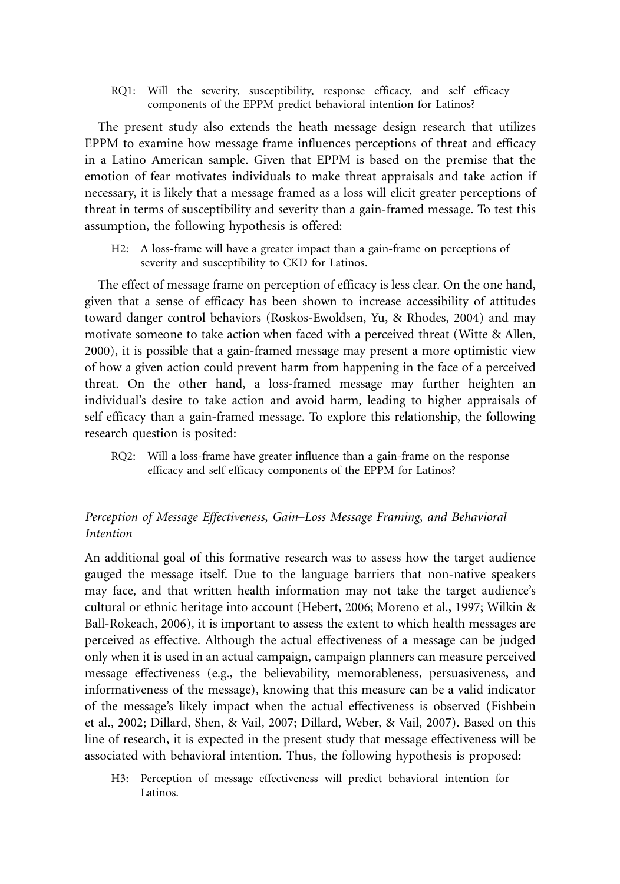RQ1: Will the severity, susceptibility, response efficacy, and self efficacy components of the EPPM predict behavioral intention for Latinos?

The present study also extends the heath message design research that utilizes EPPM to examine how message frame influences perceptions of threat and efficacy in a Latino American sample. Given that EPPM is based on the premise that the emotion of fear motivates individuals to make threat appraisals and take action if necessary, it is likely that a message framed as a loss will elicit greater perceptions of threat in terms of susceptibility and severity than a gain-framed message. To test this assumption, the following hypothesis is offered:

H2: A loss-frame will have a greater impact than a gain-frame on perceptions of severity and susceptibility to CKD for Latinos.

The effect of message frame on perception of efficacy is less clear. On the one hand, given that a sense of efficacy has been shown to increase accessibility of attitudes toward danger control behaviors (Roskos-Ewoldsen, Yu, & Rhodes, 2004) and may motivate someone to take action when faced with a perceived threat (Witte & Allen, 2000), it is possible that a gain-framed message may present a more optimistic view of how a given action could prevent harm from happening in the face of a perceived threat. On the other hand, a loss-framed message may further heighten an individual's desire to take action and avoid harm, leading to higher appraisals of self efficacy than a gain-framed message. To explore this relationship, the following research question is posited:

RQ2: Will a loss-frame have greater influence than a gain-frame on the response efficacy and self efficacy components of the EPPM for Latinos?

### *Perception of Message Effectiveness, Gain–Loss Message Framing, and Behavioral Intention*

An additional goal of this formative research was to assess how the target audience gauged the message itself. Due to the language barriers that non-native speakers may face, and that written health information may not take the target audience's cultural or ethnic heritage into account (Hebert, 2006; Moreno et al., 1997; Wilkin & Ball-Rokeach, 2006), it is important to assess the extent to which health messages are perceived as effective. Although the actual effectiveness of a message can be judged only when it is used in an actual campaign, campaign planners can measure perceived message effectiveness (e.g., the believability, memorableness, persuasiveness, and informativeness of the message), knowing that this measure can be a valid indicator of the message's likely impact when the actual effectiveness is observed (Fishbein et al., 2002; Dillard, Shen, & Vail, 2007; Dillard, Weber, & Vail, 2007). Based on this line of research, it is expected in the present study that message effectiveness will be associated with behavioral intention. Thus, the following hypothesis is proposed:

H3: Perception of message effectiveness will predict behavioral intention for Latinos.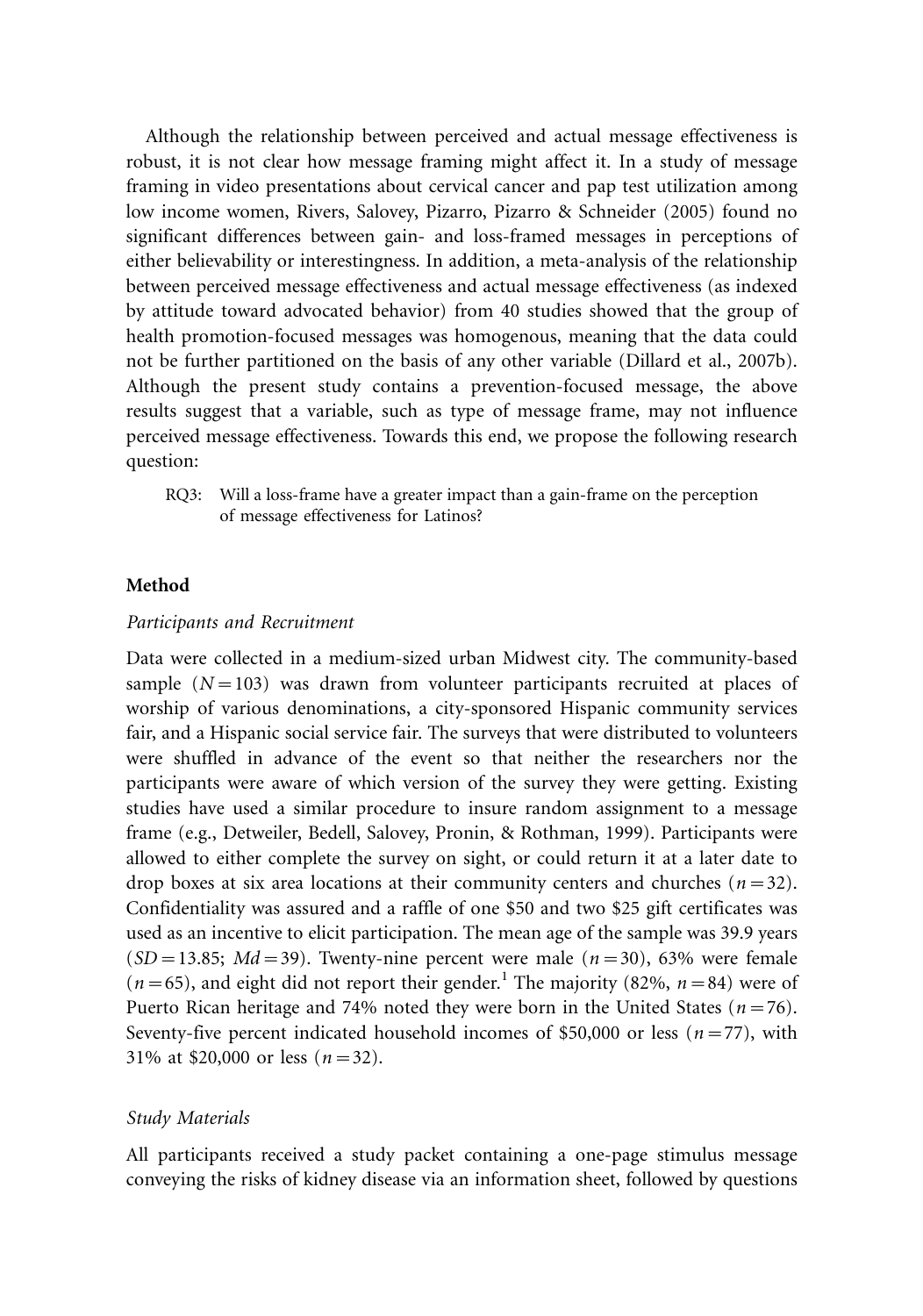Although the relationship between perceived and actual message effectiveness is robust, it is not clear how message framing might affect it. In a study of message framing in video presentations about cervical cancer and pap test utilization among low income women, Rivers, Salovey, Pizarro, Pizarro & Schneider (2005) found no significant differences between gain- and loss-framed messages in perceptions of either believability or interestingness. In addition, a meta-analysis of the relationship between perceived message effectiveness and actual message effectiveness (as indexed by attitude toward advocated behavior) from 40 studies showed that the group of health promotion-focused messages was homogenous, meaning that the data could not be further partitioned on the basis of any other variable (Dillard et al., 2007b). Although the present study contains a prevention-focused message, the above results suggest that a variable, such as type of message frame, may not influence perceived message effectiveness. Towards this end, we propose the following research question:

> RQ3: Will a loss-frame have a greater impact than a gain-frame on the perception of message effectiveness for Latinos?

## Method

### *Participants and Recruitment*

Data were collected in a medium-sized urban Midwest city. The community-based sample ($N = 103$) was drawn from volunteer participants recruited at places of worship of various denominations, a city-sponsored Hispanic community services fair, and a Hispanic social service fair. The surveys that were distributed to volunteers were shuffled in advance of the event so that neither the researchers nor the participants were aware of which version of the survey they were getting. Existing studies have used a similar procedure to insure random assignment to a message frame (e.g., Detweiler, Bedell, Salovey, Pronin, & Rothman, 1999). Participants were allowed to either complete the survey on sight, or could return it at a later date to drop boxes at six area locations at their community centers and churches ($n = 32$). Confidentiality was assured and a raffle of one \$50 and two \$25 gift certificates was used as an incentive to elicit participation. The mean age of the sample was 39.9 years ($SD = 13.85$; $Md = 39$). Twenty-nine percent were male ($n = 30$), 63% were female ($n = 65$), and eight did not report their gender.[1] The majority (82%, $n = 84$) were of Puerto Rican heritage and 74% noted they were born in the United States ($n = 76$). Seventy-five percent indicated household incomes of \$50,000 or less ($n = 77$), with 31% at \$20,000 or less ($n = 32$).

### *Study Materials*

All participants received a study packet containing a one-page stimulus message conveying the risks of kidney disease via an information sheet, followed by questions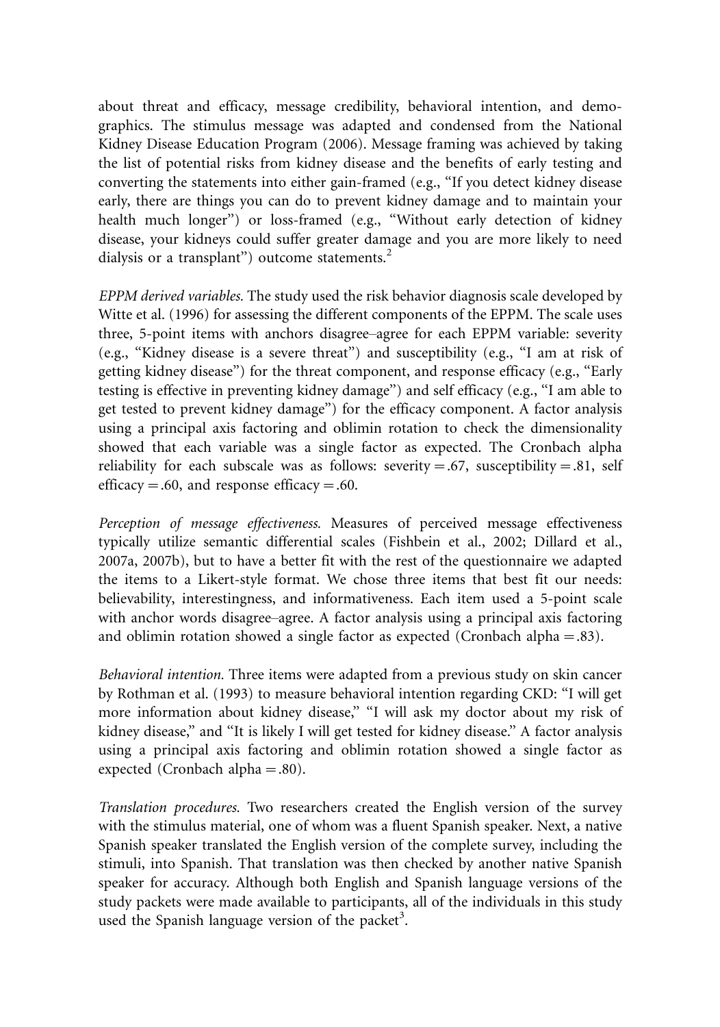about threat and efficacy, message credibility, behavioral intention, and demographics. The stimulus message was adapted and condensed from the National Kidney Disease Education Program (2006). Message framing was achieved by taking the list of potential risks from kidney disease and the benefits of early testing and converting the statements into either gain-framed (e.g., "If you detect kidney disease early, there are things you can do to prevent kidney damage and to maintain your health much longer") or loss-framed (e.g., "Without early detection of kidney disease, your kidneys could suffer greater damage and you are more likely to need dialysis or a transplant") outcome statements.[2]

*EPPM derived variables.* The study used the risk behavior diagnosis scale developed by Witte et al. (1996) for assessing the different components of the EPPM. The scale uses three, 5-point items with anchors disagree–agree for each EPPM variable: severity (e.g., "Kidney disease is a severe threat") and susceptibility (e.g., "I am at risk of getting kidney disease") for the threat component, and response efficacy (e.g., "Early testing is effective in preventing kidney damage") and self efficacy (e.g., "I am able to get tested to prevent kidney damage") for the efficacy component. A factor analysis using a principal axis factoring and oblimin rotation to check the dimensionality showed that each variable was a single factor as expected. The Cronbach alpha reliability for each subscale was as follows: severity = .67, susceptibility = .81, self efficacy = .60, and response efficacy = .60.

*Perception of message effectiveness.* Measures of perceived message effectiveness typically utilize semantic differential scales (Fishbein et al., 2002; Dillard et al., 2007a, 2007b), but to have a better fit with the rest of the questionnaire we adapted the items to a Likert-style format. We chose three items that best fit our needs: believability, interestingness, and informativeness. Each item used a 5-point scale with anchor words disagree–agree. A factor analysis using a principal axis factoring and oblimin rotation showed a single factor as expected (Cronbach alpha = .83).

*Behavioral intention.* Three items were adapted from a previous study on skin cancer by Rothman et al. (1993) to measure behavioral intention regarding CKD: "I will get more information about kidney disease," "I will ask my doctor about my risk of kidney disease," and "It is likely I will get tested for kidney disease." A factor analysis using a principal axis factoring and oblimin rotation showed a single factor as expected (Cronbach alpha = .80).

*Translation procedures.* Two researchers created the English version of the survey with the stimulus material, one of whom was a fluent Spanish speaker. Next, a native Spanish speaker translated the English version of the complete survey, including the stimuli, into Spanish. That translation was then checked by another native Spanish speaker for accuracy. Although both English and Spanish language versions of the study packets were made available to participants, all of the individuals in this study used the Spanish language version of the packet[3].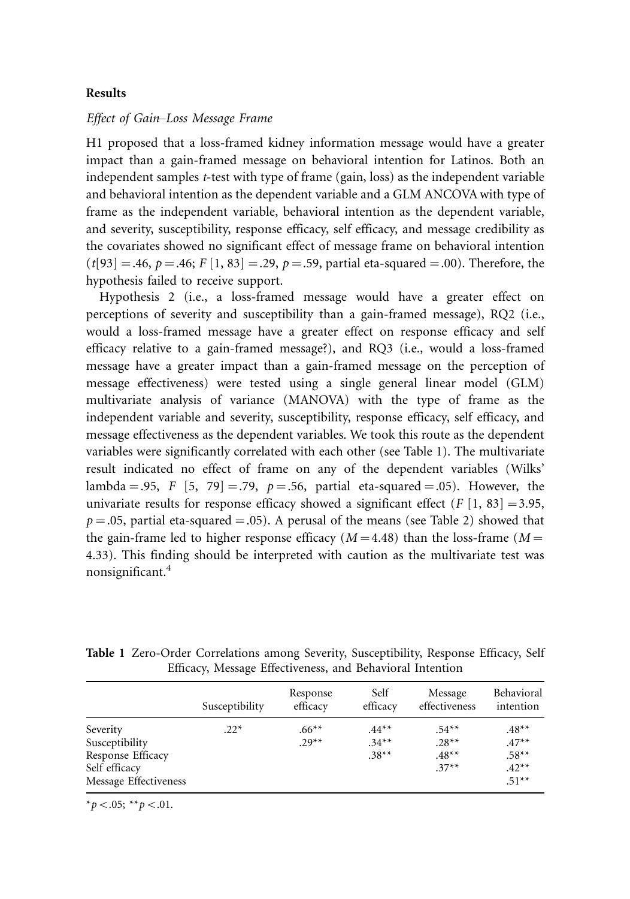## Results

### *Effect of Gain–Loss Message Frame*

H1 proposed that a loss-framed kidney information message would have a greater impact than a gain-framed message on behavioral intention for Latinos. Both an independent samples *t*-test with type of frame (gain, loss) as the independent variable and behavioral intention as the dependent variable and a GLM ANCOVA with type of frame as the independent variable, behavioral intention as the dependent variable, and severity, susceptibility, response efficacy, self efficacy, and message credibility as the covariates showed no significant effect of message frame on behavioral intention ($t[93] = .46$, $p = .46$; $F\,[1, 83] = .29$, $p = .59$, partial eta-squared $= .00$). Therefore, the hypothesis failed to receive support.

Hypothesis 2 (i.e., a loss-framed message would have a greater effect on perceptions of severity and susceptibility than a gain-framed message), RQ2 (i.e., would a loss-framed message have a greater effect on response efficacy and self efficacy relative to a gain-framed message?), and RQ3 (i.e., would a loss-framed message have a greater impact than a gain-framed message on the perception of message effectiveness) were tested using a single general linear model (GLM) multivariate analysis of variance (MANOVA) with the type of frame as the independent variable and severity, susceptibility, response efficacy, self efficacy, and message effectiveness as the dependent variables. We took this route as the dependent variables were significantly correlated with each other (see Table 1). The multivariate result indicated no effect of frame on any of the dependent variables (Wilks' lambda $= .95$, $F\,[5, 79] = .79$, $p = .56$, partial eta-squared $= .05$). However, the univariate results for response efficacy showed a significant effect ($F\,[1, 83] = 3.95$, $p = .05$, partial eta-squared $= .05$). A perusal of the means (see Table 2) showed that the gain-frame led to higher response efficacy ($M = 4.48$) than the loss-frame ($M = 4.33$). This finding should be interpreted with caution as the multivariate test was nonsignificant.[4]

**Table 1** Zero-Order Correlations among Severity, Susceptibility, Response Efficacy, Self Efficacy, Message Effectiveness, and Behavioral Intention

| | Susceptibility | Response efficacy | Self efficacy | Message effectiveness | Behavioral intention |
|---|---|---|---|---|---|
| Severity | .22* | .66** | .44** | .54** | .48** |
| Susceptibility | | .29** | .34** | .28** | .47** |
| Response Efficacy | | | .38** | .48** | .58** |
| Self efficacy | | | | .37** | .42** |
| Message Effectiveness | | | | | .51** |

$^{*}p < .05$; $^{**}p < .01$.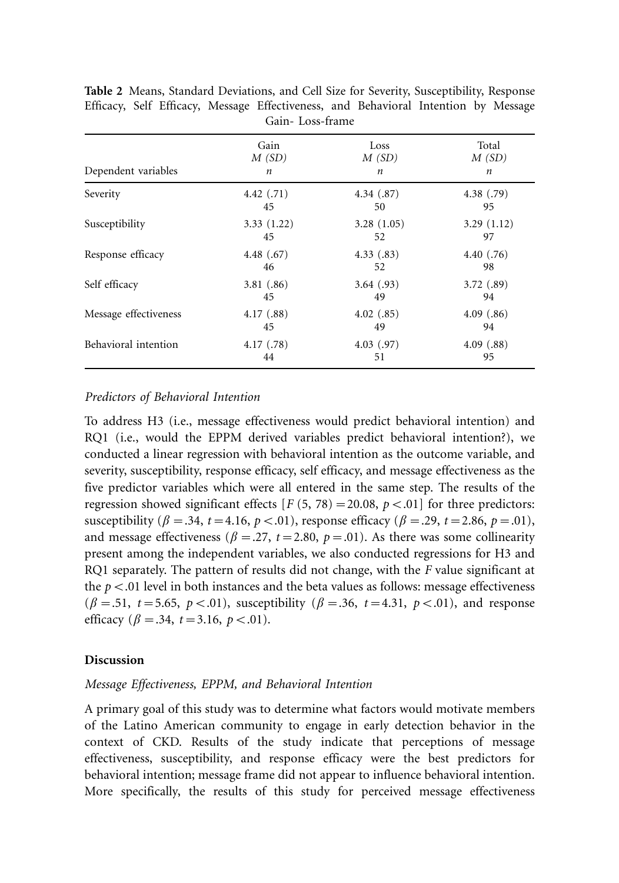**Table 2** Means, Standard Deviations, and Cell Size for Severity, Susceptibility, Response Efficacy, Self Efficacy, Message Effectiveness, and Behavioral Intention by Message Gain- Loss-frame

| Dependent variables | Gain *M (SD)* *n* | Loss *M (SD)* *n* | Total *M (SD)* *n* |
|---|---|---|---|
| Severity | 4.42 (.71) 45 | 4.34 (.87) 50 | 4.38 (.79) 95 |
| Susceptibility | 3.33 (1.22) 45 | 3.28 (1.05) 52 | 3.29 (1.12) 97 |
| Response efficacy | 4.48 (.67) 46 | 4.33 (.83) 52 | 4.40 (.76) 98 |
| Self efficacy | 3.81 (.86) 45 | 3.64 (.93) 49 | 3.72 (.89) 94 |
| Message effectiveness | 4.17 (.88) 45 | 4.02 (.85) 49 | 4.09 (.86) 94 |
| Behavioral intention | 4.17 (.78) 44 | 4.03 (.97) 51 | 4.09 (.88) 95 |

### *Predictors of Behavioral Intention*

To address H3 (i.e., message effectiveness would predict behavioral intention) and RQ1 (i.e., would the EPPM derived variables predict behavioral intention?), we conducted a linear regression with behavioral intention as the outcome variable, and severity, susceptibility, response efficacy, self efficacy, and message effectiveness as the five predictor variables which were all entered in the same step. The results of the regression showed significant effects [$F\,(5, 78) = 20.08$, $p < .01$] for three predictors: susceptibility ($\beta = .34$, $t = 4.16$, $p < .01$), response efficacy ($\beta = .29$, $t = 2.86$, $p = .01$), and message effectiveness ($\beta = .27$, $t = 2.80$, $p = .01$). As there was some collinearity present among the independent variables, we also conducted regressions for H3 and RQ1 separately. The pattern of results did not change, with the $F$ value significant at the $p < .01$ level in both instances and the beta values as follows: message effectiveness ($\beta = .51$, $t = 5.65$, $p < .01$), susceptibility ($\beta = .36$, $t = 4.31$, $p < .01$), and response efficacy ($\beta = .34$, $t = 3.16$, $p < .01$).

## Discussion

### *Message Effectiveness, EPPM, and Behavioral Intention*

A primary goal of this study was to determine what factors would motivate members of the Latino American community to engage in early detection behavior in the context of CKD. Results of the study indicate that perceptions of message effectiveness, susceptibility, and response efficacy were the best predictors for behavioral intention; message frame did not appear to influence behavioral intention. More specifically, the results of this study for perceived message effectiveness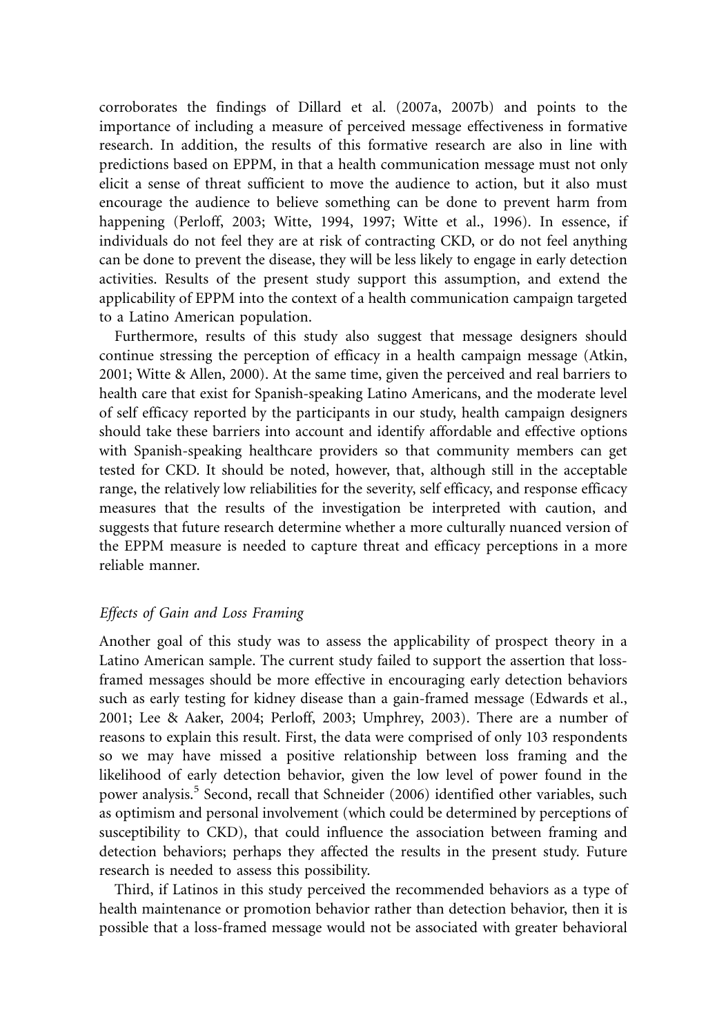corroborates the findings of Dillard et al. (2007a, 2007b) and points to the importance of including a measure of perceived message effectiveness in formative research. In addition, the results of this formative research are also in line with predictions based on EPPM, in that a health communication message must not only elicit a sense of threat sufficient to move the audience to action, but it also must encourage the audience to believe something can be done to prevent harm from happening (Perloff, 2003; Witte, 1994, 1997; Witte et al., 1996). In essence, if individuals do not feel they are at risk of contracting CKD, or do not feel anything can be done to prevent the disease, they will be less likely to engage in early detection activities. Results of the present study support this assumption, and extend the applicability of EPPM into the context of a health communication campaign targeted to a Latino American population.

Furthermore, results of this study also suggest that message designers should continue stressing the perception of efficacy in a health campaign message (Atkin, 2001; Witte & Allen, 2000). At the same time, given the perceived and real barriers to health care that exist for Spanish-speaking Latino Americans, and the moderate level of self efficacy reported by the participants in our study, health campaign designers should take these barriers into account and identify affordable and effective options with Spanish-speaking healthcare providers so that community members can get tested for CKD. It should be noted, however, that, although still in the acceptable range, the relatively low reliabilities for the severity, self efficacy, and response efficacy measures that the results of the investigation be interpreted with caution, and suggests that future research determine whether a more culturally nuanced version of the EPPM measure is needed to capture threat and efficacy perceptions in a more reliable manner.

### *Effects of Gain and Loss Framing*

Another goal of this study was to assess the applicability of prospect theory in a Latino American sample. The current study failed to support the assertion that loss-framed messages should be more effective in encouraging early detection behaviors such as early testing for kidney disease than a gain-framed message (Edwards et al., 2001; Lee & Aaker, 2004; Perloff, 2003; Umphrey, 2003). There are a number of reasons to explain this result. First, the data were comprised of only 103 respondents so we may have missed a positive relationship between loss framing and the likelihood of early detection behavior, given the low level of power found in the power analysis.[5] Second, recall that Schneider (2006) identified other variables, such as optimism and personal involvement (which could be determined by perceptions of susceptibility to CKD), that could influence the association between framing and detection behaviors; perhaps they affected the results in the present study. Future research is needed to assess this possibility.

Third, if Latinos in this study perceived the recommended behaviors as a type of health maintenance or promotion behavior rather than detection behavior, then it is possible that a loss-framed message would not be associated with greater behavioral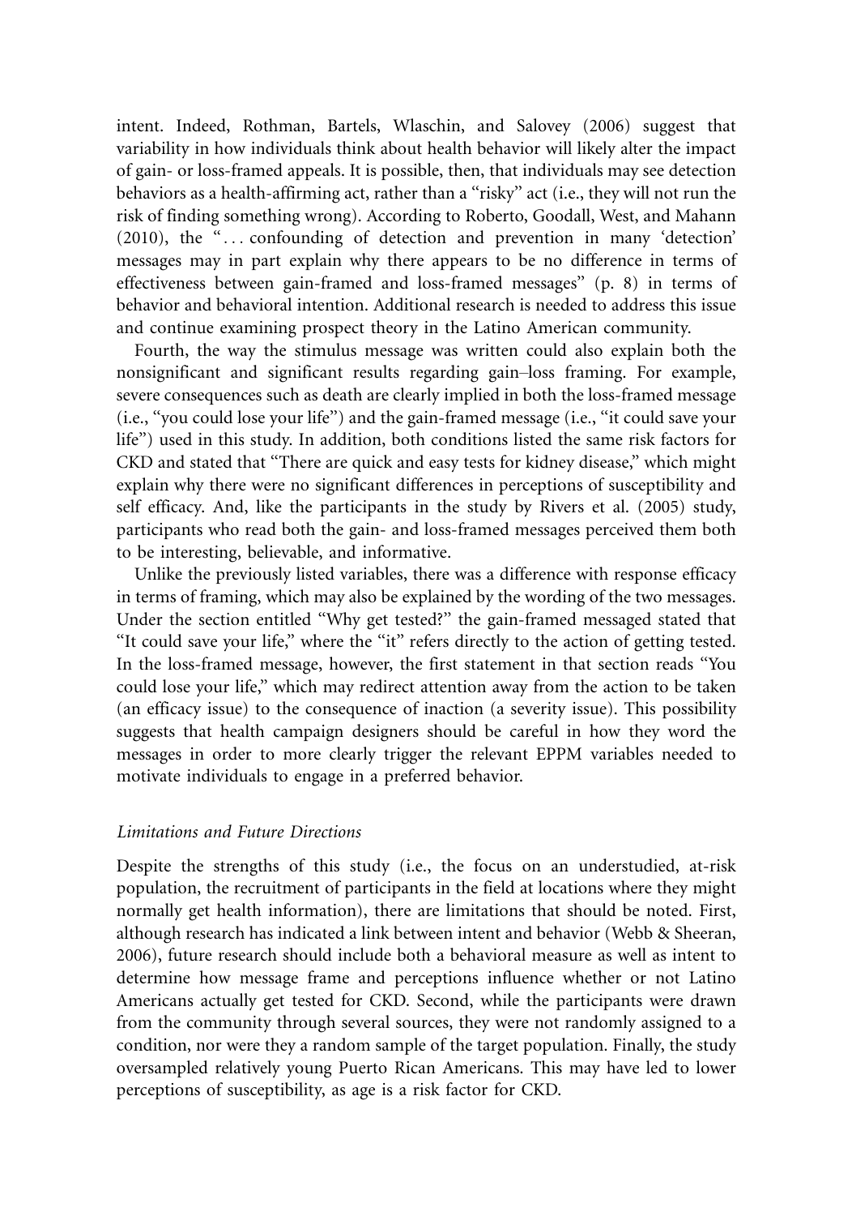intent. Indeed, Rothman, Bartels, Wlaschin, and Salovey (2006) suggest that variability in how individuals think about health behavior will likely alter the impact of gain- or loss-framed appeals. It is possible, then, that individuals may see detection behaviors as a health-affirming act, rather than a "risky" act (i.e., they will not run the risk of finding something wrong). According to Roberto, Goodall, West, and Mahann (2010), the "... confounding of detection and prevention in many 'detection' messages may in part explain why there appears to be no difference in terms of effectiveness between gain-framed and loss-framed messages" (p. 8) in terms of behavior and behavioral intention. Additional research is needed to address this issue and continue examining prospect theory in the Latino American community.

Fourth, the way the stimulus message was written could also explain both the nonsignificant and significant results regarding gain–loss framing. For example, severe consequences such as death are clearly implied in both the loss-framed message (i.e., "you could lose your life") and the gain-framed message (i.e., "it could save your life") used in this study. In addition, both conditions listed the same risk factors for CKD and stated that "There are quick and easy tests for kidney disease," which might explain why there were no significant differences in perceptions of susceptibility and self efficacy. And, like the participants in the study by Rivers et al. (2005) study, participants who read both the gain- and loss-framed messages perceived them both to be interesting, believable, and informative.

Unlike the previously listed variables, there was a difference with response efficacy in terms of framing, which may also be explained by the wording of the two messages. Under the section entitled "Why get tested?" the gain-framed messaged stated that "It could save your life," where the "it" refers directly to the action of getting tested. In the loss-framed message, however, the first statement in that section reads "You could lose your life," which may redirect attention away from the action to be taken (an efficacy issue) to the consequence of inaction (a severity issue). This possibility suggests that health campaign designers should be careful in how they word the messages in order to more clearly trigger the relevant EPPM variables needed to motivate individuals to engage in a preferred behavior.

### *Limitations and Future Directions*

Despite the strengths of this study (i.e., the focus on an understudied, at-risk population, the recruitment of participants in the field at locations where they might normally get health information), there are limitations that should be noted. First, although research has indicated a link between intent and behavior (Webb & Sheeran, 2006), future research should include both a behavioral measure as well as intent to determine how message frame and perceptions influence whether or not Latino Americans actually get tested for CKD. Second, while the participants were drawn from the community through several sources, they were not randomly assigned to a condition, nor were they a random sample of the target population. Finally, the study oversampled relatively young Puerto Rican Americans. This may have led to lower perceptions of susceptibility, as age is a risk factor for CKD.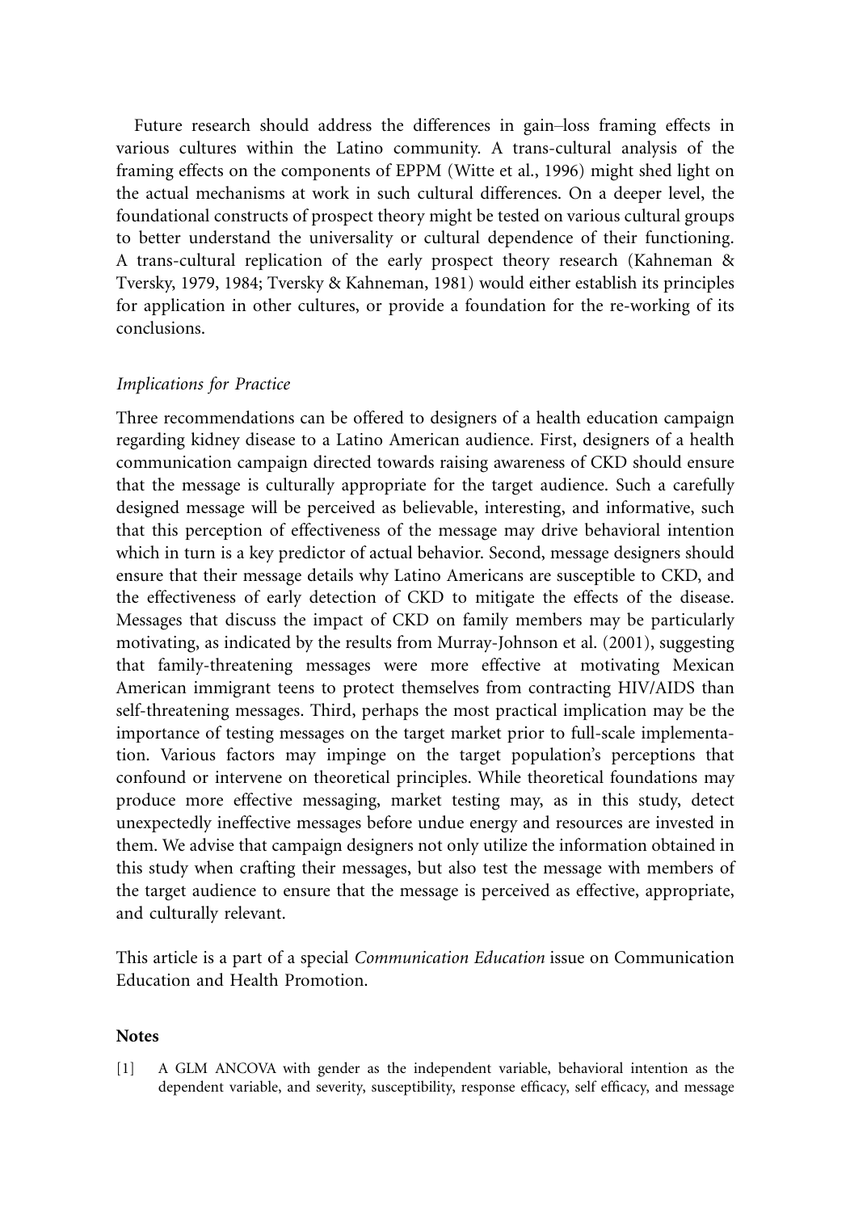Future research should address the differences in gain–loss framing effects in various cultures within the Latino community. A trans-cultural analysis of the framing effects on the components of EPPM (Witte et al., 1996) might shed light on the actual mechanisms at work in such cultural differences. On a deeper level, the foundational constructs of prospect theory might be tested on various cultural groups to better understand the universality or cultural dependence of their functioning. A trans-cultural replication of the early prospect theory research (Kahneman & Tversky, 1979, 1984; Tversky & Kahneman, 1981) would either establish its principles for application in other cultures, or provide a foundation for the re-working of its conclusions.

### *Implications for Practice*

Three recommendations can be offered to designers of a health education campaign regarding kidney disease to a Latino American audience. First, designers of a health communication campaign directed towards raising awareness of CKD should ensure that the message is culturally appropriate for the target audience. Such a carefully designed message will be perceived as believable, interesting, and informative, such that this perception of effectiveness of the message may drive behavioral intention which in turn is a key predictor of actual behavior. Second, message designers should ensure that their message details why Latino Americans are susceptible to CKD, and the effectiveness of early detection of CKD to mitigate the effects of the disease. Messages that discuss the impact of CKD on family members may be particularly motivating, as indicated by the results from Murray-Johnson et al. (2001), suggesting that family-threatening messages were more effective at motivating Mexican American immigrant teens to protect themselves from contracting HIV/AIDS than self-threatening messages. Third, perhaps the most practical implication may be the importance of testing messages on the target market prior to full-scale implementation. Various factors may impinge on the target population's perceptions that confound or intervene on theoretical principles. While theoretical foundations may produce more effective messaging, market testing may, as in this study, detect unexpectedly ineffective messages before undue energy and resources are invested in them. We advise that campaign designers not only utilize the information obtained in this study when crafting their messages, but also test the message with members of the target audience to ensure that the message is perceived as effective, appropriate, and culturally relevant.

This article is a part of a special *Communication Education* issue on Communication Education and Health Promotion.

## Notes

[1] A GLM ANCOVA with gender as the independent variable, behavioral intention as the dependent variable, and severity, susceptibility, response efficacy, self efficacy, and message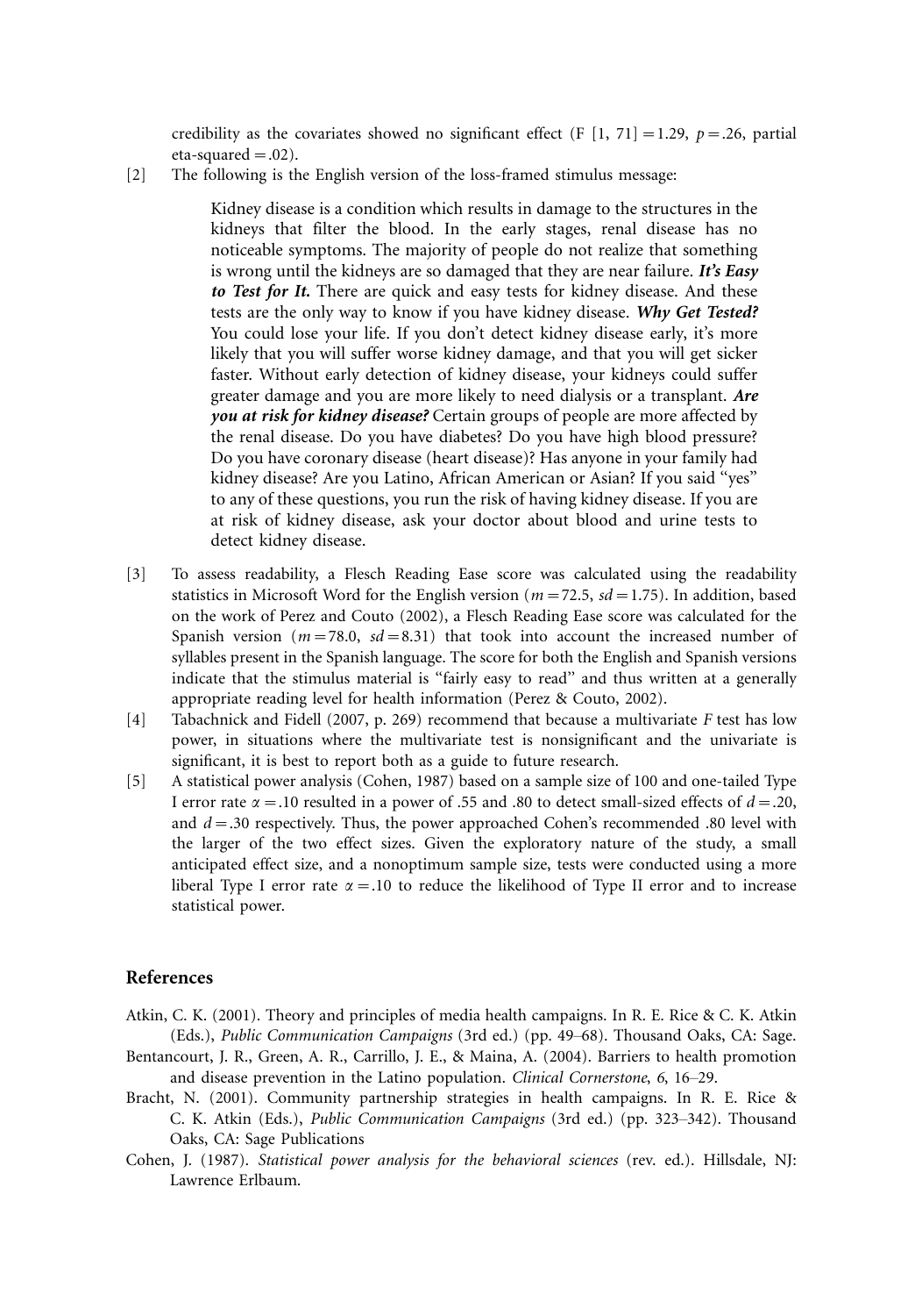credibility as the covariates showed no significant effect ($F$ [1, 71] $=1.29$, $p=.26$, partial eta-squared $=.02$).

[2] The following is the English version of the loss-framed stimulus message:

> Kidney disease is a condition which results in damage to the structures in the kidneys that filter the blood. In the early stages, renal disease has no noticeable symptoms. The majority of people do not realize that something is wrong until the kidneys are so damaged that they are near failure. ***It's Easy to Test for It.*** There are quick and easy tests for kidney disease. And these tests are the only way to know if you have kidney disease. ***Why Get Tested?*** You could lose your life. If you don't detect kidney disease early, it's more likely that you will suffer worse kidney damage, and that you will get sicker faster. Without early detection of kidney disease, your kidneys could suffer greater damage and you are more likely to need dialysis or a transplant. ***Are you at risk for kidney disease?*** Certain groups of people are more affected by the renal disease. Do you have diabetes? Do you have high blood pressure? Do you have coronary disease (heart disease)? Has anyone in your family had kidney disease? Are you Latino, African American or Asian? If you said "yes" to any of these questions, you run the risk of having kidney disease. If you are at risk of kidney disease, ask your doctor about blood and urine tests to detect kidney disease.

[3] To assess readability, a Flesch Reading Ease score was calculated using the readability statistics in Microsoft Word for the English version ($m=72.5$, $sd=1.75$). In addition, based on the work of Perez and Couto (2002), a Flesch Reading Ease score was calculated for the Spanish version ($m=78.0$, $sd=8.31$) that took into account the increased number of syllables present in the Spanish language. The score for both the English and Spanish versions indicate that the stimulus material is "fairly easy to read" and thus written at a generally appropriate reading level for health information (Perez & Couto, 2002).

[4] Tabachnick and Fidell (2007, p. 269) recommend that because a multivariate $F$ test has low power, in situations where the multivariate test is nonsignificant and the univariate is significant, it is best to report both as a guide to future research.

[5] A statistical power analysis (Cohen, 1987) based on a sample size of 100 and one-tailed Type I error rate $\alpha=.10$ resulted in a power of .55 and .80 to detect small-sized effects of $d=.20$, and $d=.30$ respectively. Thus, the power approached Cohen's recommended .80 level with the larger of the two effect sizes. Given the exploratory nature of the study, a small anticipated effect size, and a nonoptimum sample size, tests were conducted using a more liberal Type I error rate $\alpha=.10$ to reduce the likelihood of Type II error and to increase statistical power.

## References

Atkin, C. K. (2001). Theory and principles of media health campaigns. In R. E. Rice & C. K. Atkin (Eds.), *Public Communication Campaigns* (3rd ed.) (pp. 49–68). Thousand Oaks, CA: Sage.

Bentancourt, J. R., Green, A. R., Carrillo, J. E., & Maina, A. (2004). Barriers to health promotion and disease prevention in the Latino population. *Clinical Cornerstone*, *6*, 16–29.

Bracht, N. (2001). Community partnership strategies in health campaigns. In R. E. Rice & C. K. Atkin (Eds.), *Public Communication Campaigns* (3rd ed.) (pp. 323–342). Thousand Oaks, CA: Sage Publications

Cohen, J. (1987). *Statistical power analysis for the behavioral sciences* (rev. ed.). Hillsdale, NJ: Lawrence Erlbaum.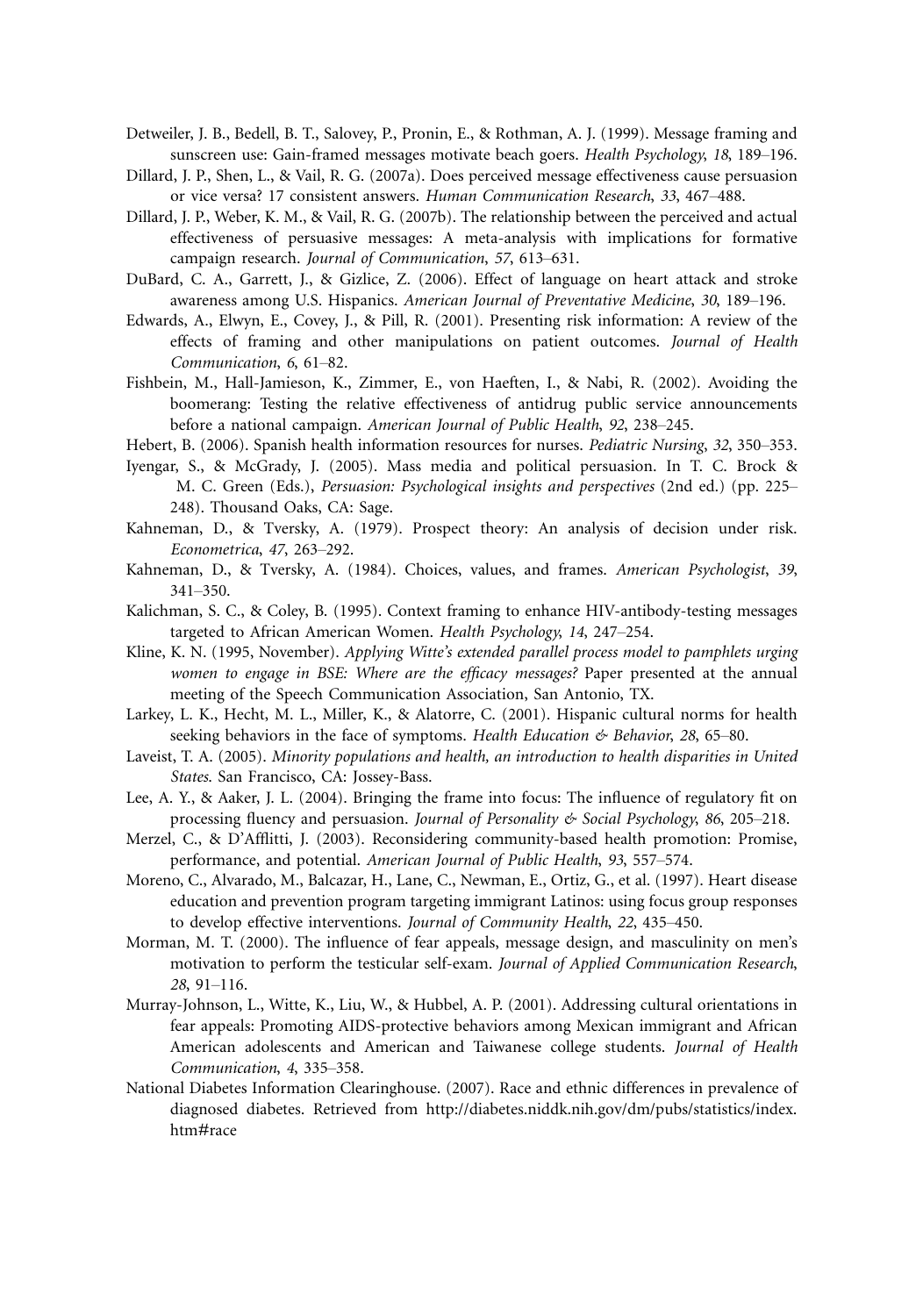Detweiler, J. B., Bedell, B. T., Salovey, P., Pronin, E., & Rothman, A. J. (1999). Message framing and sunscreen use: Gain-framed messages motivate beach goers. *Health Psychology*, *18*, 189–196.

Dillard, J. P., Shen, L., & Vail, R. G. (2007a). Does perceived message effectiveness cause persuasion or vice versa? 17 consistent answers. *Human Communication Research*, *33*, 467–488.

Dillard, J. P., Weber, K. M., & Vail, R. G. (2007b). The relationship between the perceived and actual effectiveness of persuasive messages: A meta-analysis with implications for formative campaign research. *Journal of Communication*, *57*, 613–631.

DuBard, C. A., Garrett, J., & Gizlice, Z. (2006). Effect of language on heart attack and stroke awareness among U.S. Hispanics. *American Journal of Preventative Medicine*, *30*, 189–196.

Edwards, A., Elwyn, E., Covey, J., & Pill, R. (2001). Presenting risk information: A review of the effects of framing and other manipulations on patient outcomes. *Journal of Health Communication*, *6*, 61–82.

Fishbein, M., Hall-Jamieson, K., Zimmer, E., von Haeften, I., & Nabi, R. (2002). Avoiding the boomerang: Testing the relative effectiveness of antidrug public service announcements before a national campaign. *American Journal of Public Health*, *92*, 238–245.

Hebert, B. (2006). Spanish health information resources for nurses. *Pediatric Nursing*, *32*, 350–353.

Iyengar, S., & McGrady, J. (2005). Mass media and political persuasion. In T. C. Brock & M. C. Green (Eds.), *Persuasion: Psychological insights and perspectives* (2nd ed.) (pp. 225–248). Thousand Oaks, CA: Sage.

Kahneman, D., & Tversky, A. (1979). Prospect theory: An analysis of decision under risk. *Econometrica*, *47*, 263–292.

Kahneman, D., & Tversky, A. (1984). Choices, values, and frames. *American Psychologist*, *39*, 341–350.

Kalichman, S. C., & Coley, B. (1995). Context framing to enhance HIV-antibody-testing messages targeted to African American Women. *Health Psychology*, *14*, 247–254.

Kline, K. N. (1995, November). *Applying Witte's extended parallel process model to pamphlets urging women to engage in BSE: Where are the efficacy messages?* Paper presented at the annual meeting of the Speech Communication Association, San Antonio, TX.

Larkey, L. K., Hecht, M. L., Miller, K., & Alatorre, C. (2001). Hispanic cultural norms for health seeking behaviors in the face of symptoms. *Health Education & Behavior*, *28*, 65–80.

Laveist, T. A. (2005). *Minority populations and health, an introduction to health disparities in United States.* San Francisco, CA: Jossey-Bass.

Lee, A. Y., & Aaker, J. L. (2004). Bringing the frame into focus: The influence of regulatory fit on processing fluency and persuasion. *Journal of Personality & Social Psychology*, *86*, 205–218.

Merzel, C., & D'Afflitti, J. (2003). Reconsidering community-based health promotion: Promise, performance, and potential. *American Journal of Public Health*, *93*, 557–574.

Moreno, C., Alvarado, M., Balcazar, H., Lane, C., Newman, E., Ortiz, G., et al. (1997). Heart disease education and prevention program targeting immigrant Latinos: using focus group responses to develop effective interventions. *Journal of Community Health*, *22*, 435–450.

Morman, M. T. (2000). The influence of fear appeals, message design, and masculinity on men's motivation to perform the testicular self-exam. *Journal of Applied Communication Research*, *28*, 91–116.

Murray-Johnson, L., Witte, K., Liu, W., & Hubbel, A. P. (2001). Addressing cultural orientations in fear appeals: Promoting AIDS-protective behaviors among Mexican immigrant and African American adolescents and American and Taiwanese college students. *Journal of Health Communication*, *4*, 335–358.

National Diabetes Information Clearinghouse. (2007). Race and ethnic differences in prevalence of diagnosed diabetes. Retrieved from http://diabetes.niddk.nih.gov/dm/pubs/statistics/index.htm#race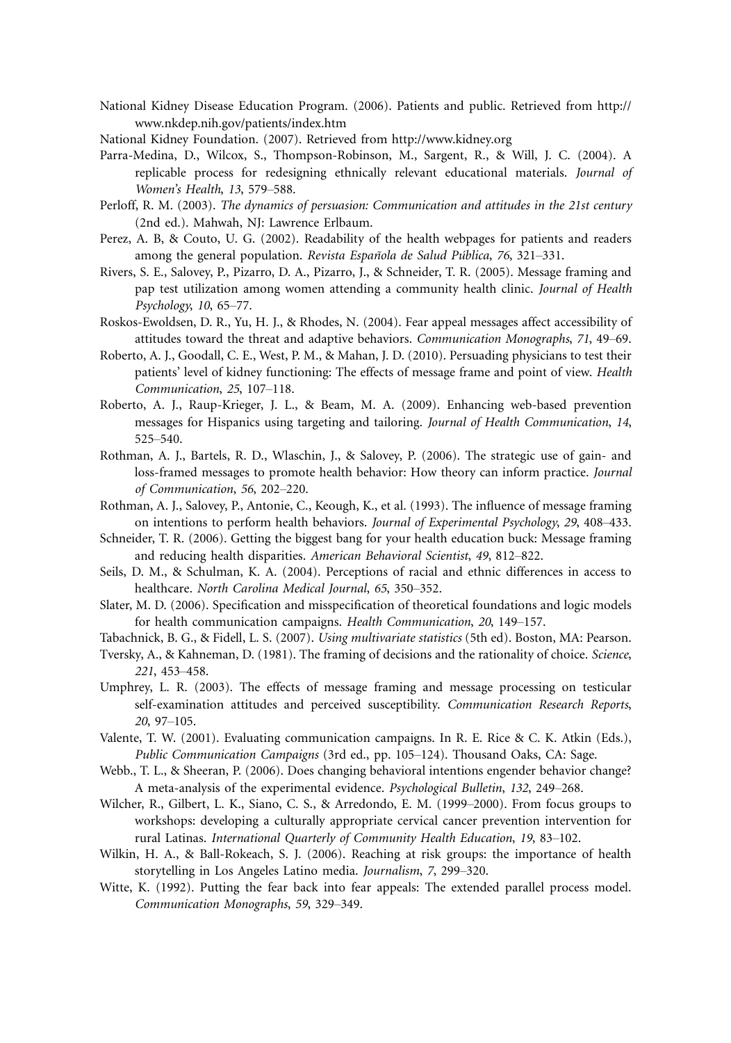National Kidney Disease Education Program. (2006). Patients and public. Retrieved from http://www.nkdep.nih.gov/patients/index.htm

National Kidney Foundation. (2007). Retrieved from http://www.kidney.org

Parra-Medina, D., Wilcox, S., Thompson-Robinson, M., Sargent, R., & Will, J. C. (2004). A replicable process for redesigning ethnically relevant educational materials. *Journal of Women's Health*, *13*, 579–588.

Perloff, R. M. (2003). *The dynamics of persuasion: Communication and attitudes in the 21st century* (2nd ed.). Mahwah, NJ: Lawrence Erlbaum.

Perez, A. B, & Couto, U. G. (2002). Readability of the health webpages for patients and readers among the general population. *Revista Española de Salud Pública*, *76*, 321–331.

Rivers, S. E., Salovey, P., Pizarro, D. A., Pizarro, J., & Schneider, T. R. (2005). Message framing and pap test utilization among women attending a community health clinic. *Journal of Health Psychology*, *10*, 65–77.

Roskos-Ewoldsen, D. R., Yu, H. J., & Rhodes, N. (2004). Fear appeal messages affect accessibility of attitudes toward the threat and adaptive behaviors. *Communication Monographs*, *71*, 49–69.

Roberto, A. J., Goodall, C. E., West, P. M., & Mahan, J. D. (2010). Persuading physicians to test their patients' level of kidney functioning: The effects of message frame and point of view. *Health Communication*, *25*, 107–118.

Roberto, A. J., Raup-Krieger, J. L., & Beam, M. A. (2009). Enhancing web-based prevention messages for Hispanics using targeting and tailoring. *Journal of Health Communication*, *14*, 525–540.

Rothman, A. J., Bartels, R. D., Wlaschin, J., & Salovey, P. (2006). The strategic use of gain- and loss-framed messages to promote health behavior: How theory can inform practice. *Journal of Communication*, *56*, 202–220.

Rothman, A. J., Salovey, P., Antonie, C., Keough, K., et al. (1993). The influence of message framing on intentions to perform health behaviors. *Journal of Experimental Psychology*, *29*, 408–433.

Schneider, T. R. (2006). Getting the biggest bang for your health education buck: Message framing and reducing health disparities. *American Behavioral Scientist*, *49*, 812–822.

Seils, D. M., & Schulman, K. A. (2004). Perceptions of racial and ethnic differences in access to healthcare. *North Carolina Medical Journal*, *65*, 350–352.

Slater, M. D. (2006). Specification and misspecification of theoretical foundations and logic models for health communication campaigns. *Health Communication*, *20*, 149–157.

Tabachnick, B. G., & Fidell, L. S. (2007). *Using multivariate statistics* (5th ed). Boston, MA: Pearson.

Tversky, A., & Kahneman, D. (1981). The framing of decisions and the rationality of choice. *Science*, *221*, 453–458.

Umphrey, L. R. (2003). The effects of message framing and message processing on testicular self-examination attitudes and perceived susceptibility. *Communication Research Reports*, *20*, 97–105.

Valente, T. W. (2001). Evaluating communication campaigns. In R. E. Rice & C. K. Atkin (Eds.), *Public Communication Campaigns* (3rd ed., pp. 105–124). Thousand Oaks, CA: Sage.

Webb., T. L., & Sheeran, P. (2006). Does changing behavioral intentions engender behavior change? A meta-analysis of the experimental evidence. *Psychological Bulletin*, *132*, 249–268.

Wilcher, R., Gilbert, L. K., Siano, C. S., & Arredondo, E. M. (1999–2000). From focus groups to workshops: developing a culturally appropriate cervical cancer prevention intervention for rural Latinas. *International Quarterly of Community Health Education*, *19*, 83–102.

Wilkin, H. A., & Ball-Rokeach, S. J. (2006). Reaching at risk groups: the importance of health storytelling in Los Angeles Latino media. *Journalism*, *7*, 299–320.

Witte, K. (1992). Putting the fear back into fear appeals: The extended parallel process model. *Communication Monographs*, *59*, 329–349.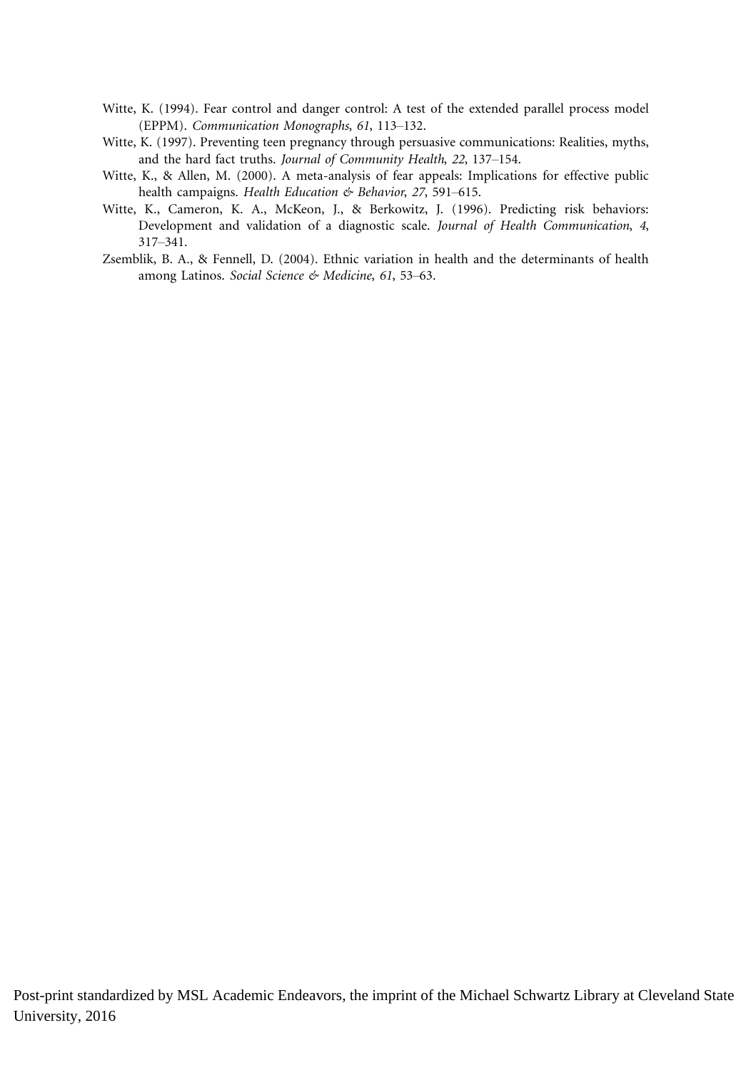Witte, K. (1994). Fear control and danger control: A test of the extended parallel process model (EPPM). *Communication Monographs*, *61*, 113–132.

Witte, K. (1997). Preventing teen pregnancy through persuasive communications: Realities, myths, and the hard fact truths. *Journal of Community Health*, *22*, 137–154.

Witte, K., & Allen, M. (2000). A meta-analysis of fear appeals: Implications for effective public health campaigns. *Health Education & Behavior*, *27*, 591–615.

Witte, K., Cameron, K. A., McKeon, J., & Berkowitz, J. (1996). Predicting risk behaviors: Development and validation of a diagnostic scale. *Journal of Health Communication*, *4*, 317–341.

Zsemblik, B. A., & Fennell, D. (2004). Ethnic variation in health and the determinants of health among Latinos. *Social Science & Medicine*, *61*, 53–63.

Post-print standardized by MSL Academic Endeavors, the imprint of the Michael Schwartz Library at Cleveland State University, 2016